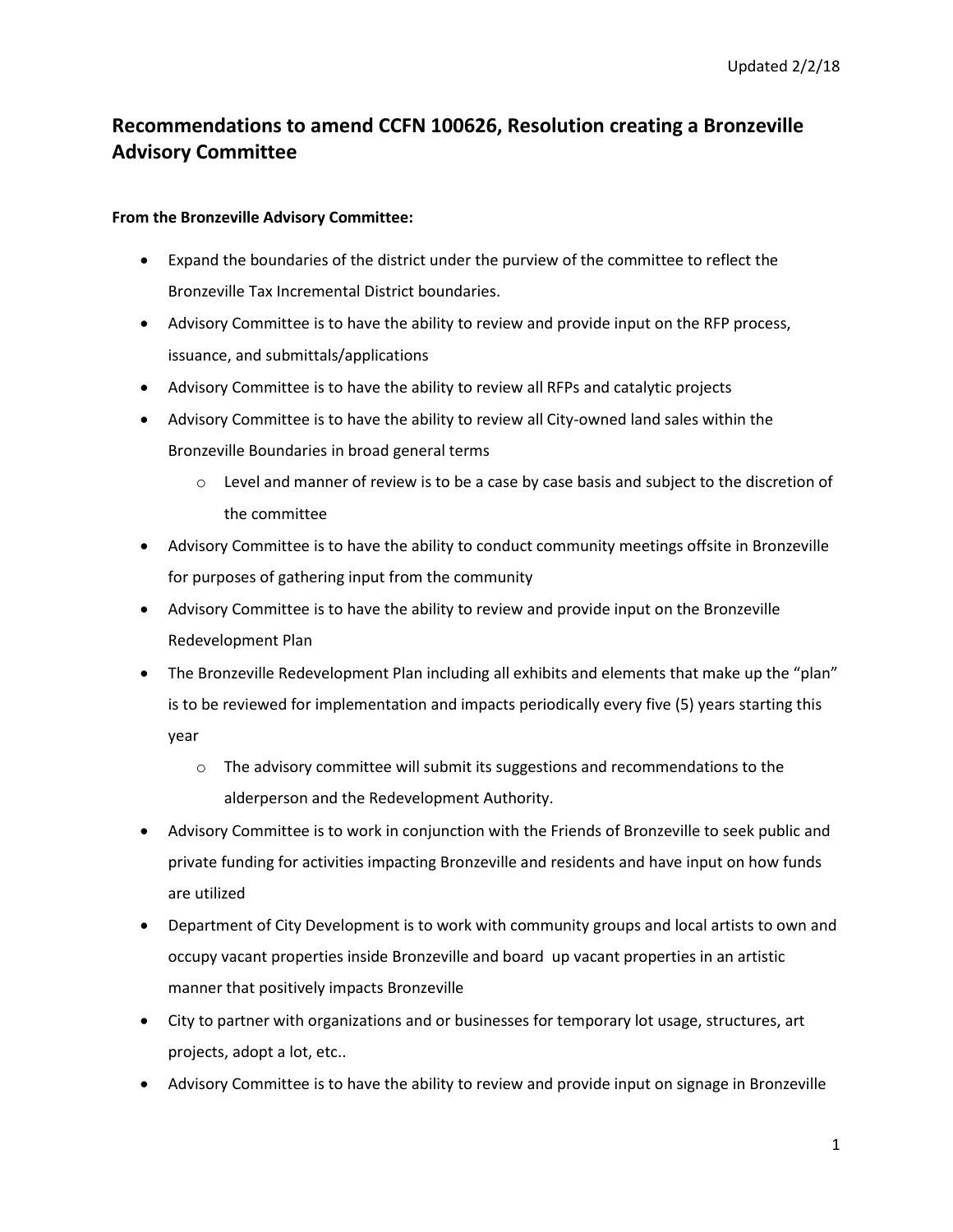Updated 2/2/18

## Recommendations to amend CCFN 100626, Resolution creating a Bronzeville Advisory Committee

**From the Bronzeville Advisory Committee:**

- Expand the boundaries of the district under the purview of the committee to reflect the Bronzeville Tax Incremental District boundaries.
- Advisory Committee is to have the ability to review and provide input on the RFP process, issuance, and submittals/applications
- Advisory Committee is to have the ability to review all RFPs and catalytic projects
- Advisory Committee is to have the ability to review all City-owned land sales within the Bronzeville Boundaries in broad general terms
  - Level and manner of review is to be a case by case basis and subject to the discretion of the committee
- Advisory Committee is to have the ability to conduct community meetings offsite in Bronzeville for purposes of gathering input from the community
- Advisory Committee is to have the ability to review and provide input on the Bronzeville Redevelopment Plan
- The Bronzeville Redevelopment Plan including all exhibits and elements that make up the "plan" is to be reviewed for implementation and impacts periodically every five (5) years starting this year
  - The advisory committee will submit its suggestions and recommendations to the alderperson and the Redevelopment Authority.
- Advisory Committee is to work in conjunction with the Friends of Bronzeville to seek public and private funding for activities impacting Bronzeville and residents and have input on how funds are utilized
- Department of City Development is to work with community groups and local artists to own and occupy vacant properties inside Bronzeville and board up vacant properties in an artistic manner that positively impacts Bronzeville
- City to partner with organizations and or businesses for temporary lot usage, structures, art projects, adopt a lot, etc..
- Advisory Committee is to have the ability to review and provide input on signage in Bronzeville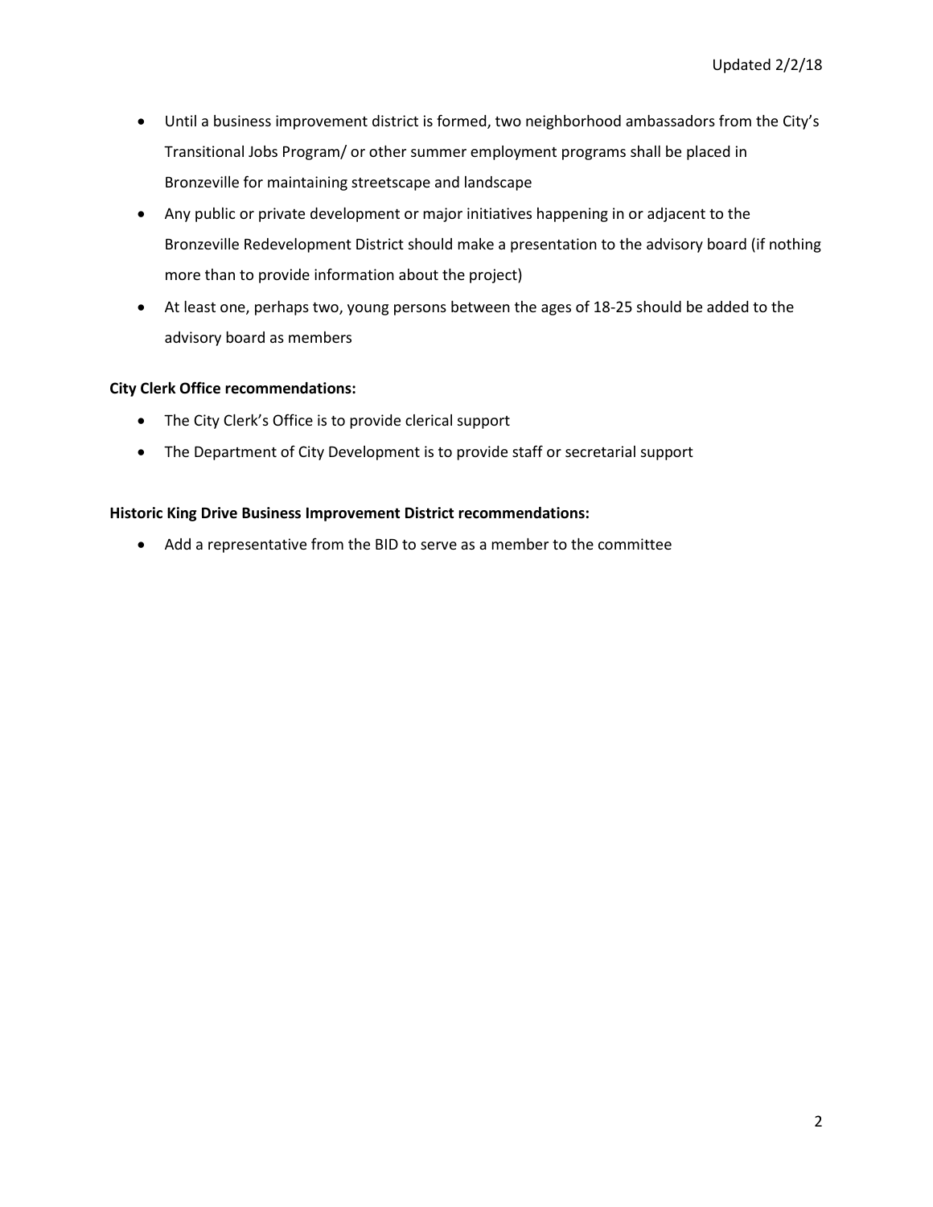- Until a business improvement district is formed, two neighborhood ambassadors from the City's Transitional Jobs Program/ or other summer employment programs shall be placed in Bronzeville for maintaining streetscape and landscape
- Any public or private development or major initiatives happening in or adjacent to the Bronzeville Redevelopment District should make a presentation to the advisory board (if nothing more than to provide information about the project)
- At least one, perhaps two, young persons between the ages of 18-25 should be added to the advisory board as members

**City Clerk Office recommendations:**

- The City Clerk's Office is to provide clerical support
- The Department of City Development is to provide staff or secretarial support

**Historic King Drive Business Improvement District recommendations:**

- Add a representative from the BID to serve as a member to the committee